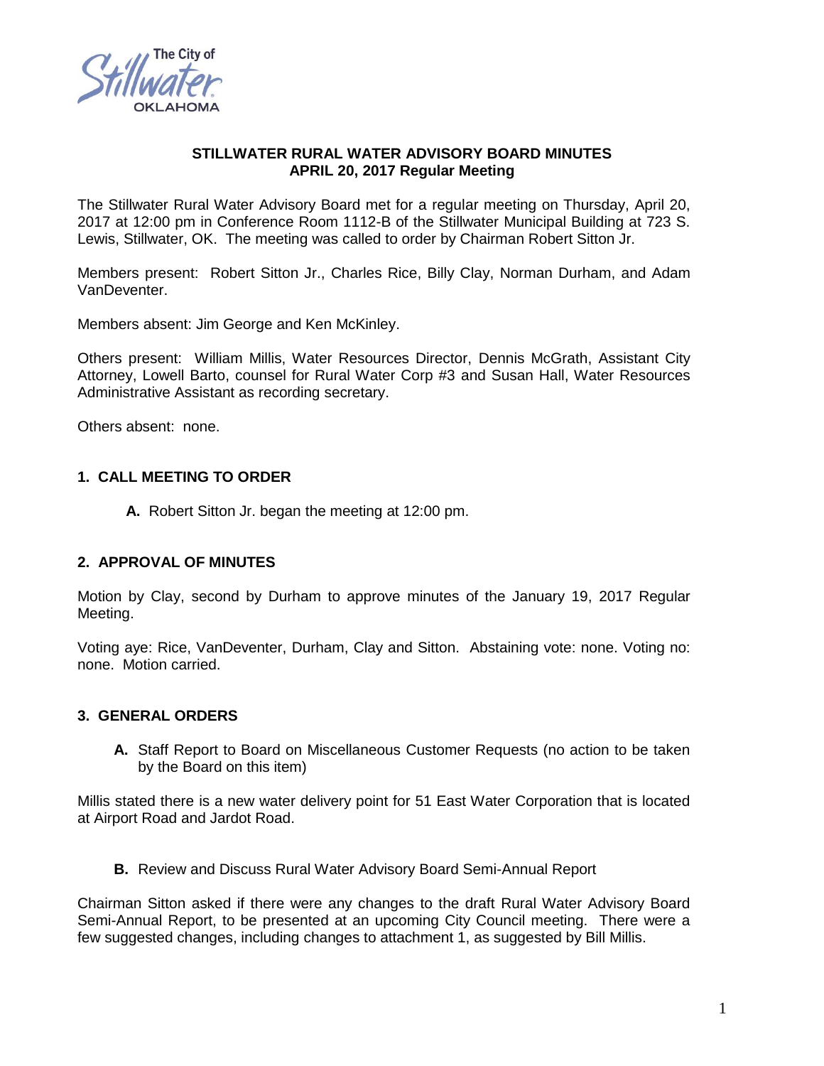# STILLWATER RURAL WATER ADVISORY BOARD MINUTES
## APRIL 20, 2017 Regular Meeting

The Stillwater Rural Water Advisory Board met for a regular meeting on Thursday, April 20, 2017 at 12:00 pm in Conference Room 1112-B of the Stillwater Municipal Building at 723 S. Lewis, Stillwater, OK. The meeting was called to order by Chairman Robert Sitton Jr.

Members present: Robert Sitton Jr., Charles Rice, Billy Clay, Norman Durham, and Adam VanDeventer.

Members absent: Jim George and Ken McKinley.

Others present: William Millis, Water Resources Director, Dennis McGrath, Assistant City Attorney, Lowell Barto, counsel for Rural Water Corp #3 and Susan Hall, Water Resources Administrative Assistant as recording secretary.

Others absent: none.

### 1. CALL MEETING TO ORDER

**A.** Robert Sitton Jr. began the meeting at 12:00 pm.

### 2. APPROVAL OF MINUTES

Motion by Clay, second by Durham to approve minutes of the January 19, 2017 Regular Meeting.

Voting aye: Rice, VanDeventer, Durham, Clay and Sitton. Abstaining vote: none. Voting no: none. Motion carried.

### 3. GENERAL ORDERS

**A.** Staff Report to Board on Miscellaneous Customer Requests (no action to be taken by the Board on this item)

Millis stated there is a new water delivery point for 51 East Water Corporation that is located at Airport Road and Jardot Road.

**B.** Review and Discuss Rural Water Advisory Board Semi-Annual Report

Chairman Sitton asked if there were any changes to the draft Rural Water Advisory Board Semi-Annual Report, to be presented at an upcoming City Council meeting. There were a few suggested changes, including changes to attachment 1, as suggested by Bill Millis.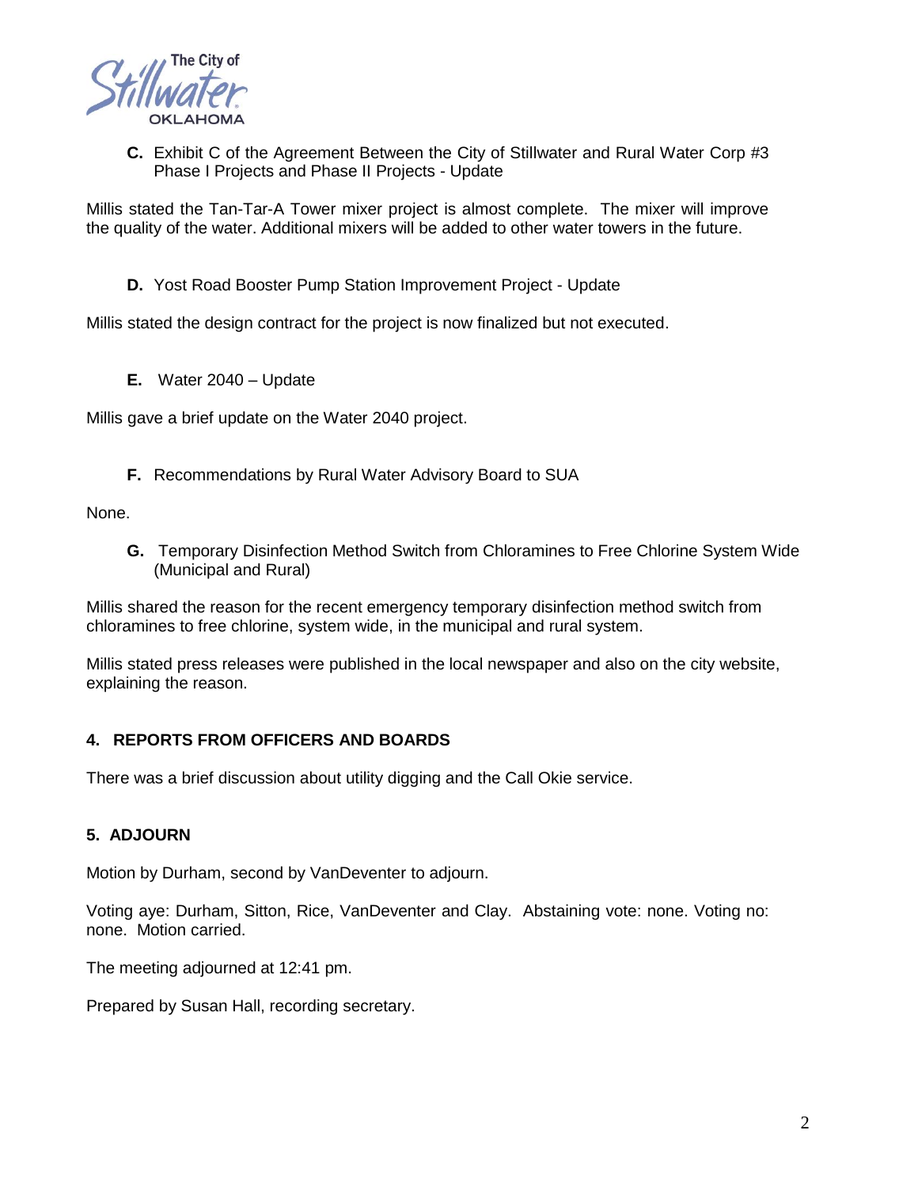**C.** Exhibit C of the Agreement Between the City of Stillwater and Rural Water Corp #3 Phase I Projects and Phase II Projects - Update

Millis stated the Tan-Tar-A Tower mixer project is almost complete. The mixer will improve the quality of the water. Additional mixers will be added to other water towers in the future.

**D.** Yost Road Booster Pump Station Improvement Project - Update

Millis stated the design contract for the project is now finalized but not executed.

**E.** Water 2040 – Update

Millis gave a brief update on the Water 2040 project.

**F.** Recommendations by Rural Water Advisory Board to SUA

None.

**G.** Temporary Disinfection Method Switch from Chloramines to Free Chlorine System Wide (Municipal and Rural)

Millis shared the reason for the recent emergency temporary disinfection method switch from chloramines to free chlorine, system wide, in the municipal and rural system.

Millis stated press releases were published in the local newspaper and also on the city website, explaining the reason.

**4. REPORTS FROM OFFICERS AND BOARDS**

There was a brief discussion about utility digging and the Call Okie service.

**5. ADJOURN**

Motion by Durham, second by VanDeventer to adjourn.

Voting aye: Durham, Sitton, Rice, VanDeventer and Clay. Abstaining vote: none. Voting no: none. Motion carried.

The meeting adjourned at 12:41 pm.

Prepared by Susan Hall, recording secretary.